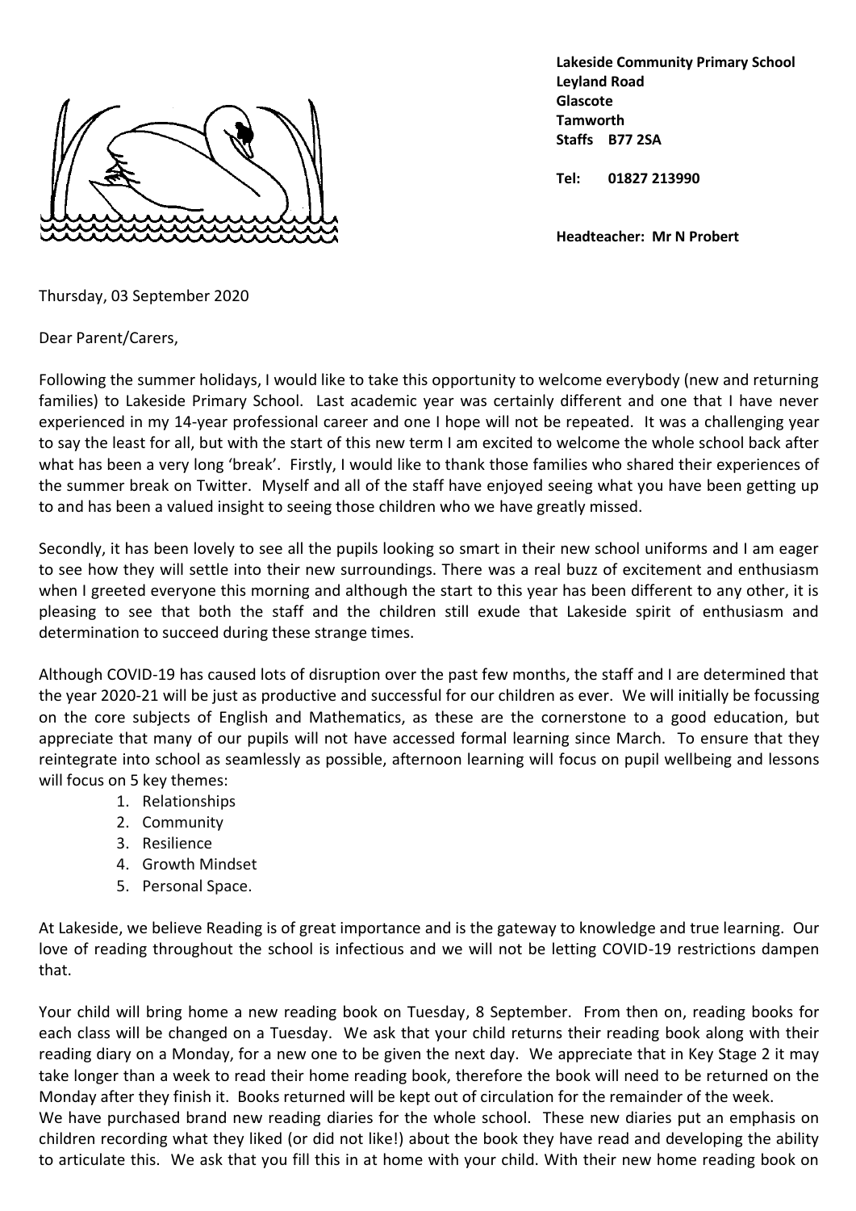**Lakeside Community Primary School**
**Leyland Road**
**Glascote**
**Tamworth**
**Staffs B77 2SA**

**Tel: 01827 213990**

**Headteacher: Mr N Probert**

Thursday, 03 September 2020

Dear Parent/Carers,

Following the summer holidays, I would like to take this opportunity to welcome everybody (new and returning families) to Lakeside Primary School. Last academic year was certainly different and one that I have never experienced in my 14-year professional career and one I hope will not be repeated. It was a challenging year to say the least for all, but with the start of this new term I am excited to welcome the whole school back after what has been a very long 'break'. Firstly, I would like to thank those families who shared their experiences of the summer break on Twitter. Myself and all of the staff have enjoyed seeing what you have been getting up to and has been a valued insight to seeing those children who we have greatly missed.

Secondly, it has been lovely to see all the pupils looking so smart in their new school uniforms and I am eager to see how they will settle into their new surroundings. There was a real buzz of excitement and enthusiasm when I greeted everyone this morning and although the start to this year has been different to any other, it is pleasing to see that both the staff and the children still exude that Lakeside spirit of enthusiasm and determination to succeed during these strange times.

Although COVID-19 has caused lots of disruption over the past few months, the staff and I are determined that the year 2020-21 will be just as productive and successful for our children as ever. We will initially be focussing on the core subjects of English and Mathematics, as these are the cornerstone to a good education, but appreciate that many of our pupils will not have accessed formal learning since March. To ensure that they reintegrate into school as seamlessly as possible, afternoon learning will focus on pupil wellbeing and lessons will focus on 5 key themes:

1. Relationships
2. Community
3. Resilience
4. Growth Mindset
5. Personal Space.

At Lakeside, we believe Reading is of great importance and is the gateway to knowledge and true learning. Our love of reading throughout the school is infectious and we will not be letting COVID-19 restrictions dampen that.

Your child will bring home a new reading book on Tuesday, 8 September. From then on, reading books for each class will be changed on a Tuesday. We ask that your child returns their reading book along with their reading diary on a Monday, for a new one to be given the next day. We appreciate that in Key Stage 2 it may take longer than a week to read their home reading book, therefore the book will need to be returned on the Monday after they finish it. Books returned will be kept out of circulation for the remainder of the week.
We have purchased brand new reading diaries for the whole school. These new diaries put an emphasis on children recording what they liked (or did not like!) about the book they have read and developing the ability to articulate this. We ask that you fill this in at home with your child. With their new home reading book on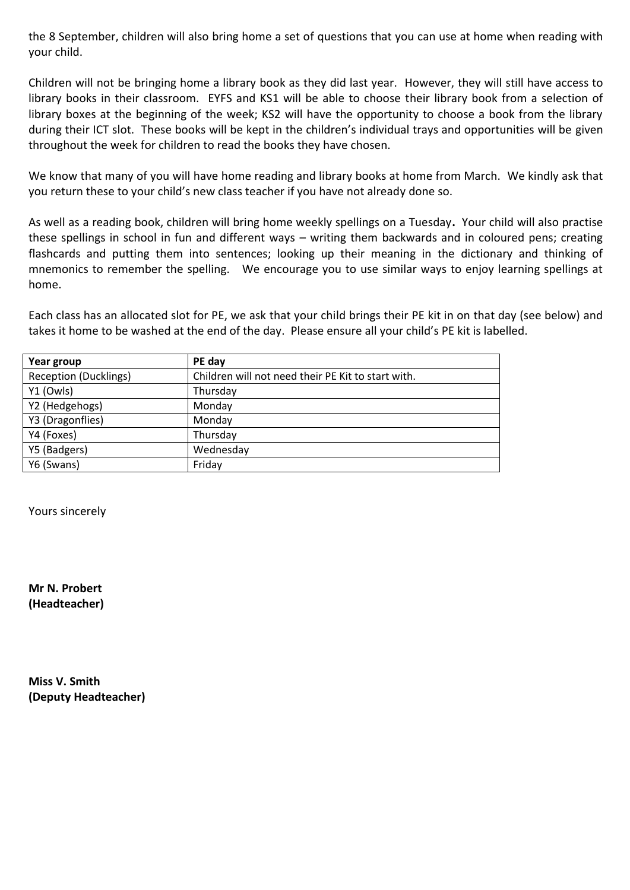the 8 September, children will also bring home a set of questions that you can use at home when reading with your child.

Children will not be bringing home a library book as they did last year. However, they will still have access to library books in their classroom. EYFS and KS1 will be able to choose their library book from a selection of library boxes at the beginning of the week; KS2 will have the opportunity to choose a book from the library during their ICT slot. These books will be kept in the children's individual trays and opportunities will be given throughout the week for children to read the books they have chosen.

We know that many of you will have home reading and library books at home from March. We kindly ask that you return these to your child's new class teacher if you have not already done so.

As well as a reading book, children will bring home weekly spellings on a Tuesday**.** Your child will also practise these spellings in school in fun and different ways – writing them backwards and in coloured pens; creating flashcards and putting them into sentences; looking up their meaning in the dictionary and thinking of mnemonics to remember the spelling. We encourage you to use similar ways to enjoy learning spellings at home.

Each class has an allocated slot for PE, we ask that your child brings their PE kit in on that day (see below) and takes it home to be washed at the end of the day. Please ensure all your child's PE kit is labelled.

| **Year group** | **PE day** |
|---|---|
| Reception (Ducklings) | Children will not need their PE Kit to start with. |
| Y1 (Owls) | Thursday |
| Y2 (Hedgehogs) | Monday |
| Y3 (Dragonflies) | Monday |
| Y4 (Foxes) | Thursday |
| Y5 (Badgers) | Wednesday |
| Y6 (Swans) | Friday |

Yours sincerely

**Mr N. Probert**
**(Headteacher)**

**Miss V. Smith**
**(Deputy Headteacher)**